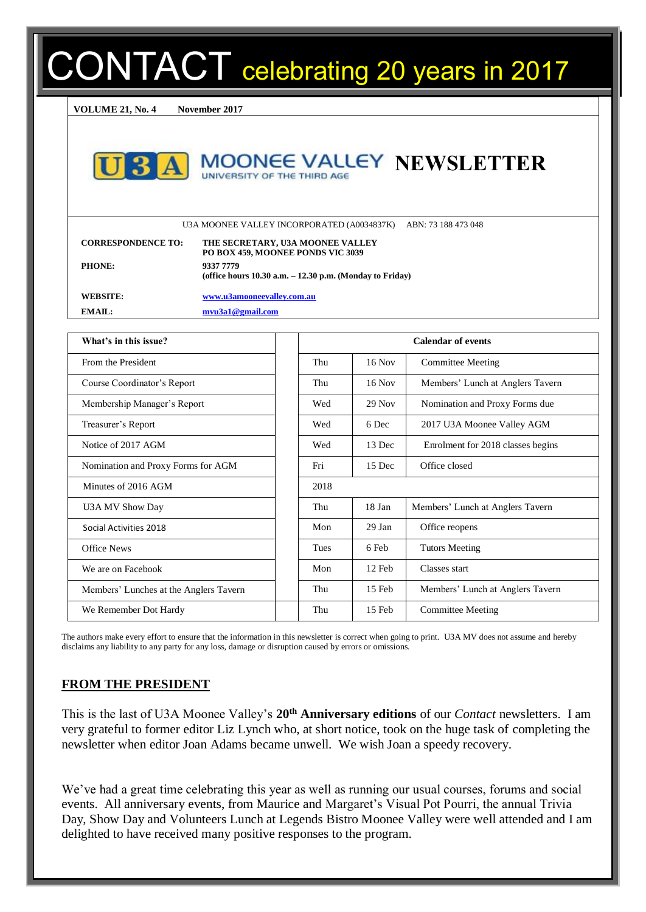# CONTACT celebrating 20 years in 2017

**VOLUME 21, No. 4 November 2017**

# U3A MOONEE VALLEY UNIVERSITY OF THE THIRD AGE NEWSLETTER

U3A MOONEE VALLEY INCORPORATED (A0034837K) ABN: 73 188 473 048

| | |
|---|---|
| **CORRESPONDENCE TO:** | **THE SECRETARY, U3A MOONEE VALLEY PO BOX 459, MOONEE PONDS VIC 3039** |
| **PHONE:** | **9337 7779 (office hours 10.30 a.m. – 12.30 p.m. (Monday to Friday)** |
| **WEBSITE:** | **www.u3amooneevalley.com.au** |
| **EMAIL:** | **mvu3a1@gmail.com** |

| What's in this issue? |
|---|
| From the President |
| Course Coordinator's Report |
| Membership Manager's Report |
| Treasurer's Report |
| Notice of 2017 AGM |
| Nomination and Proxy Forms for AGM |
| Minutes of 2016 AGM |
| U3A MV Show Day |
| Social Activities 2018 |
| Office News |
| We are on Facebook |
| Members' Lunches at the Anglers Tavern |
| We Remember Dot Hardy |

| Calendar of events | | |
|---|---|---|
| Thu | 16 Nov | Committee Meeting |
| Thu | 16 Nov | Members' Lunch at Anglers Tavern |
| Wed | 29 Nov | Nomination and Proxy Forms due |
| Wed | 6 Dec | 2017 U3A Moonee Valley AGM |
| Wed | 13 Dec | Enrolment for 2018 classes begins |
| Fri | 15 Dec | Office closed |
| 2018 | | |
| Thu | 18 Jan | Members' Lunch at Anglers Tavern |
| Mon | 29 Jan | Office reopens |
| Tues | 6 Feb | Tutors Meeting |
| Mon | 12 Feb | Classes start |
| Thu | 15 Feb | Members' Lunch at Anglers Tavern |
| Thu | 15 Feb | Committee Meeting |

The authors make every effort to ensure that the information in this newsletter is correct when going to print. U3A MV does not assume and hereby disclaims any liability to any party for any loss, damage or disruption caused by errors or omissions.

## FROM THE PRESIDENT

This is the last of U3A Moonee Valley's **20th Anniversary editions** of our *Contact* newsletters. I am very grateful to former editor Liz Lynch who, at short notice, took on the huge task of completing the newsletter when editor Joan Adams became unwell. We wish Joan a speedy recovery.

We've had a great time celebrating this year as well as running our usual courses, forums and social events. All anniversary events, from Maurice and Margaret's Visual Pot Pourri, the annual Trivia Day, Show Day and Volunteers Lunch at Legends Bistro Moonee Valley were well attended and I am delighted to have received many positive responses to the program.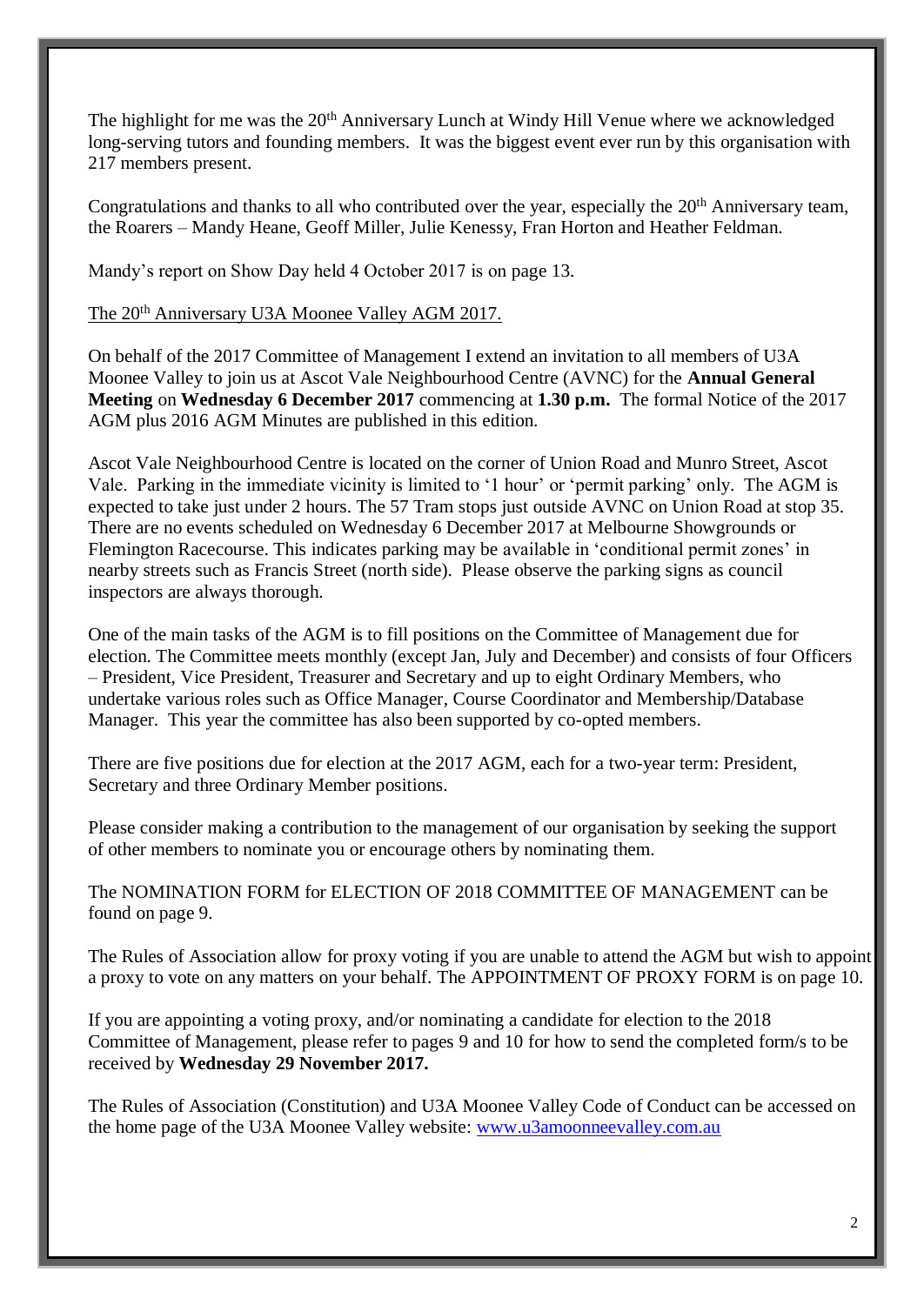The highlight for me was the 20th Anniversary Lunch at Windy Hill Venue where we acknowledged long-serving tutors and founding members. It was the biggest event ever run by this organisation with 217 members present.

Congratulations and thanks to all who contributed over the year, especially the 20th Anniversary team, the Roarers – Mandy Heane, Geoff Miller, Julie Kenessy, Fran Horton and Heather Feldman.

Mandy's report on Show Day held 4 October 2017 is on page 13.

The 20th Anniversary U3A Moonee Valley AGM 2017.

On behalf of the 2017 Committee of Management I extend an invitation to all members of U3A Moonee Valley to join us at Ascot Vale Neighbourhood Centre (AVNC) for the **Annual General Meeting** on **Wednesday 6 December 2017** commencing at **1.30 p.m.** The formal Notice of the 2017 AGM plus 2016 AGM Minutes are published in this edition.

Ascot Vale Neighbourhood Centre is located on the corner of Union Road and Munro Street, Ascot Vale. Parking in the immediate vicinity is limited to '1 hour' or 'permit parking' only. The AGM is expected to take just under 2 hours. The 57 Tram stops just outside AVNC on Union Road at stop 35. There are no events scheduled on Wednesday 6 December 2017 at Melbourne Showgrounds or Flemington Racecourse. This indicates parking may be available in 'conditional permit zones' in nearby streets such as Francis Street (north side). Please observe the parking signs as council inspectors are always thorough.

One of the main tasks of the AGM is to fill positions on the Committee of Management due for election. The Committee meets monthly (except Jan, July and December) and consists of four Officers – President, Vice President, Treasurer and Secretary and up to eight Ordinary Members, who undertake various roles such as Office Manager, Course Coordinator and Membership/Database Manager. This year the committee has also been supported by co-opted members.

There are five positions due for election at the 2017 AGM, each for a two-year term: President, Secretary and three Ordinary Member positions.

Please consider making a contribution to the management of our organisation by seeking the support of other members to nominate you or encourage others by nominating them.

The NOMINATION FORM for ELECTION OF 2018 COMMITTEE OF MANAGEMENT can be found on page 9.

The Rules of Association allow for proxy voting if you are unable to attend the AGM but wish to appoint a proxy to vote on any matters on your behalf. The APPOINTMENT OF PROXY FORM is on page 10.

If you are appointing a voting proxy, and/or nominating a candidate for election to the 2018 Committee of Management, please refer to pages 9 and 10 for how to send the completed form/s to be received by **Wednesday 29 November 2017.**

The Rules of Association (Constitution) and U3A Moonee Valley Code of Conduct can be accessed on the home page of the U3A Moonee Valley website: [www.u3amoonneevalley.com.au](http://www.u3amoonneevalley.com.au)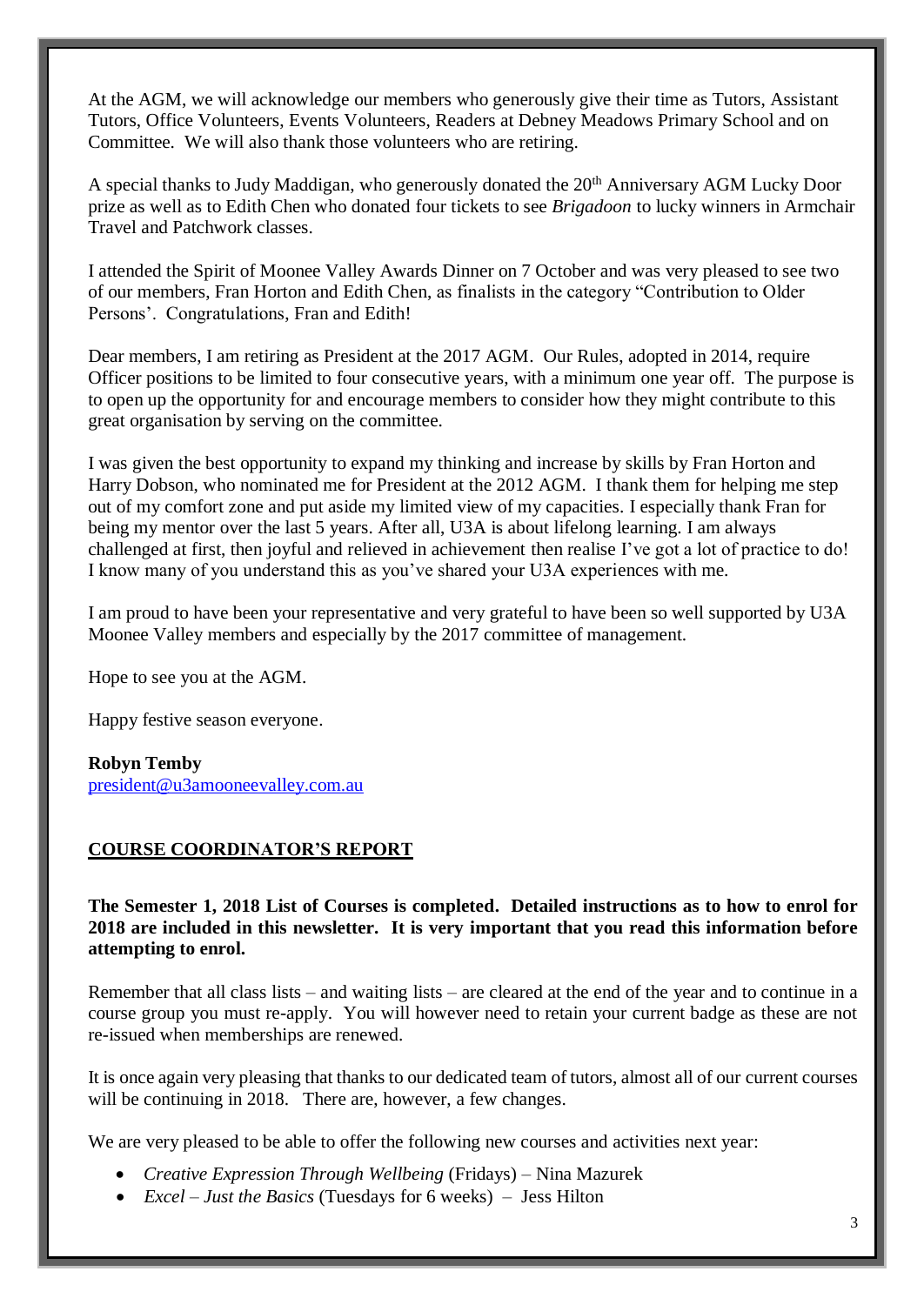At the AGM, we will acknowledge our members who generously give their time as Tutors, Assistant Tutors, Office Volunteers, Events Volunteers, Readers at Debney Meadows Primary School and on Committee. We will also thank those volunteers who are retiring.

A special thanks to Judy Maddigan, who generously donated the 20th Anniversary AGM Lucky Door prize as well as to Edith Chen who donated four tickets to see *Brigadoon* to lucky winners in Armchair Travel and Patchwork classes.

I attended the Spirit of Moonee Valley Awards Dinner on 7 October and was very pleased to see two of our members, Fran Horton and Edith Chen, as finalists in the category "Contribution to Older Persons'. Congratulations, Fran and Edith!

Dear members, I am retiring as President at the 2017 AGM. Our Rules, adopted in 2014, require Officer positions to be limited to four consecutive years, with a minimum one year off. The purpose is to open up the opportunity for and encourage members to consider how they might contribute to this great organisation by serving on the committee.

I was given the best opportunity to expand my thinking and increase by skills by Fran Horton and Harry Dobson, who nominated me for President at the 2012 AGM. I thank them for helping me step out of my comfort zone and put aside my limited view of my capacities. I especially thank Fran for being my mentor over the last 5 years. After all, U3A is about lifelong learning. I am always challenged at first, then joyful and relieved in achievement then realise I've got a lot of practice to do! I know many of you understand this as you've shared your U3A experiences with me.

I am proud to have been your representative and very grateful to have been so well supported by U3A Moonee Valley members and especially by the 2017 committee of management.

Hope to see you at the AGM.

Happy festive season everyone.

**Robyn Temby**
president@u3amooneevalley.com.au

## COURSE COORDINATOR'S REPORT

**The Semester 1, 2018 List of Courses is completed. Detailed instructions as to how to enrol for 2018 are included in this newsletter. It is very important that you read this information before attempting to enrol.**

Remember that all class lists – and waiting lists – are cleared at the end of the year and to continue in a course group you must re-apply. You will however need to retain your current badge as these are not re-issued when memberships are renewed.

It is once again very pleasing that thanks to our dedicated team of tutors, almost all of our current courses will be continuing in 2018. There are, however, a few changes.

We are very pleased to be able to offer the following new courses and activities next year:

- *Creative Expression Through Wellbeing* (Fridays) – Nina Mazurek
- *Excel – Just the Basics* (Tuesdays for 6 weeks) – Jess Hilton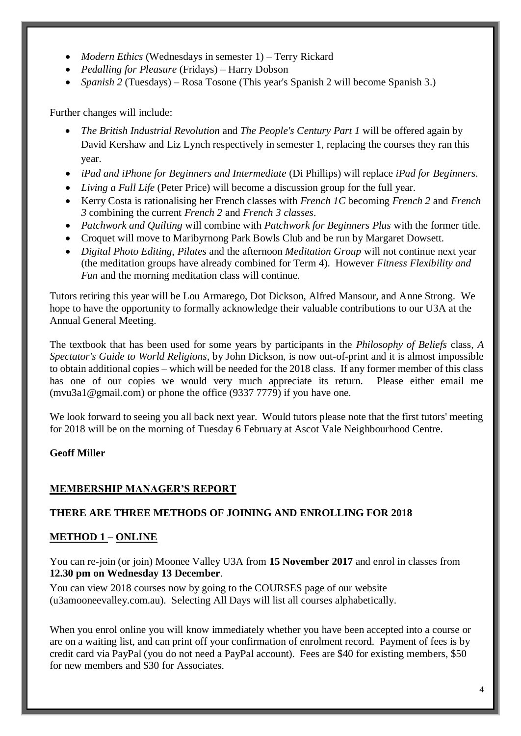- *Modern Ethics* (Wednesdays in semester 1) – Terry Rickard
- *Pedalling for Pleasure* (Fridays) – Harry Dobson
- *Spanish 2* (Tuesdays) – Rosa Tosone (This year's Spanish 2 will become Spanish 3.)

Further changes will include:

- *The British Industrial Revolution* and *The People's Century Part 1* will be offered again by David Kershaw and Liz Lynch respectively in semester 1, replacing the courses they ran this year.
- *iPad and iPhone for Beginners and Intermediate* (Di Phillips) will replace *iPad for Beginners.*
- *Living a Full Life* (Peter Price) will become a discussion group for the full year.
- Kerry Costa is rationalising her French classes with *French 1C* becoming *French 2* and *French 3* combining the current *French 2* and *French 3 classes*.
- *Patchwork and Quilting* will combine with *Patchwork for Beginners Plus* with the former title.
- Croquet will move to Maribyrnong Park Bowls Club and be run by Margaret Dowsett.
- *Digital Photo Editing, Pilates* and the afternoon *Meditation Group* will not continue next year (the meditation groups have already combined for Term 4). However *Fitness Flexibility and Fun* and the morning meditation class will continue.

Tutors retiring this year will be Lou Armarego, Dot Dickson, Alfred Mansour, and Anne Strong. We hope to have the opportunity to formally acknowledge their valuable contributions to our U3A at the Annual General Meeting.

The textbook that has been used for some years by participants in the *Philosophy of Beliefs* class, *A Spectator's Guide to World Religions*, by John Dickson, is now out-of-print and it is almost impossible to obtain additional copies – which will be needed for the 2018 class. If any former member of this class has one of our copies we would very much appreciate its return. Please either email me (mvu3a1@gmail.com) or phone the office (9337 7779) if you have one.

We look forward to seeing you all back next year. Would tutors please note that the first tutors' meeting for 2018 will be on the morning of Tuesday 6 February at Ascot Vale Neighbourhood Centre.

**Geoff Miller**

## MEMBERSHIP MANAGER'S REPORT

### THERE ARE THREE METHODS OF JOINING AND ENROLLING FOR 2018

### METHOD 1 – ONLINE

You can re-join (or join) Moonee Valley U3A from **15 November 2017** and enrol in classes from **12.30 pm on Wednesday 13 December**.

You can view 2018 courses now by going to the COURSES page of our website (u3amooneevalley.com.au). Selecting All Days will list all courses alphabetically.

When you enrol online you will know immediately whether you have been accepted into a course or are on a waiting list, and can print off your confirmation of enrolment record. Payment of fees is by credit card via PayPal (you do not need a PayPal account). Fees are $40 for existing members, $50 for new members and $30 for Associates.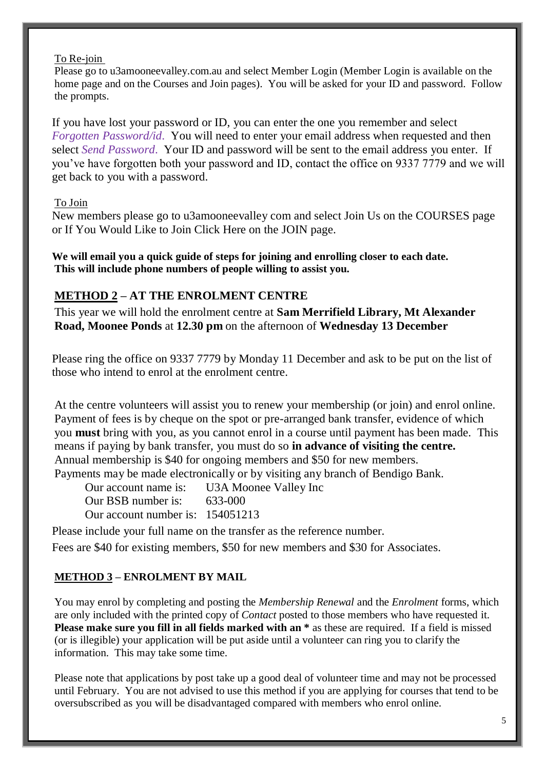To Re-join

Please go to u3amooneevalley.com.au and select Member Login (Member Login is available on the home page and on the Courses and Join pages). You will be asked for your ID and password. Follow the prompts.

If you have lost your password or ID, you can enter the one you remember and select *Forgotten Password/id*. You will need to enter your email address when requested and then select *Send Password*. Your ID and password will be sent to the email address you enter. If you've have forgotten both your password and ID, contact the office on 9337 7779 and we will get back to you with a password.

To Join

New members please go to u3amooneevalley com and select Join Us on the COURSES page or If You Would Like to Join Click Here on the JOIN page.

**We will email you a quick guide of steps for joining and enrolling closer to each date. This will include phone numbers of people willing to assist you.**

## METHOD 2 – AT THE ENROLMENT CENTRE

This year we will hold the enrolment centre at **Sam Merrifield Library, Mt Alexander Road, Moonee Ponds** at **12.30 pm** on the afternoon of **Wednesday 13 December**

Please ring the office on 9337 7779 by Monday 11 December and ask to be put on the list of those who intend to enrol at the enrolment centre.

At the centre volunteers will assist you to renew your membership (or join) and enrol online. Payment of fees is by cheque on the spot or pre-arranged bank transfer, evidence of which you **must** bring with you, as you cannot enrol in a course until payment has been made. This means if paying by bank transfer, you must do so **in advance of visiting the centre.**
Annual membership is $40 for ongoing members and $50 for new members.
Payments may be made electronically or by visiting any branch of Bendigo Bank.

Our account name is: U3A Moonee Valley Inc
Our BSB number is: 633-000
Our account number is: 154051213

Please include your full name on the transfer as the reference number.

Fees are $40 for existing members, $50 for new members and $30 for Associates.

## METHOD 3 – ENROLMENT BY MAIL

You may enrol by completing and posting the *Membership Renewal* and the *Enrolment* forms, which are only included with the printed copy of *Contact* posted to those members who have requested it. **Please make sure you fill in all fields marked with an *** as these are required. If a field is missed (or is illegible) your application will be put aside until a volunteer can ring you to clarify the information. This may take some time.

Please note that applications by post take up a good deal of volunteer time and may not be processed until February. You are not advised to use this method if you are applying for courses that tend to be oversubscribed as you will be disadvantaged compared with members who enrol online.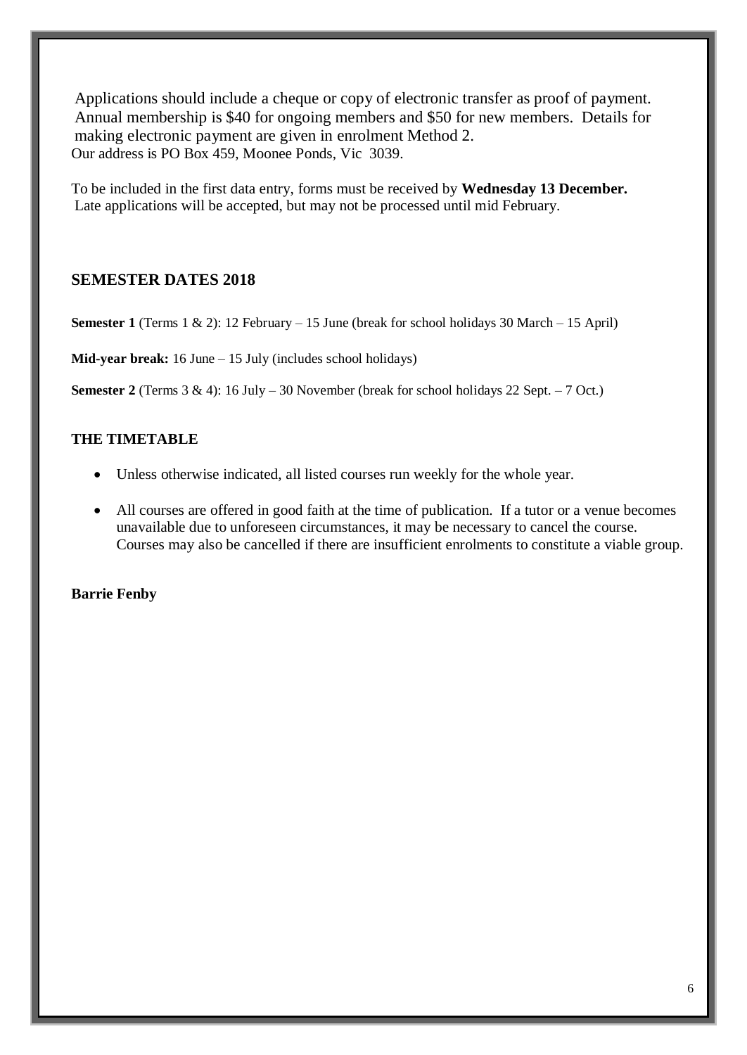Applications should include a cheque or copy of electronic transfer as proof of payment. Annual membership is $40 for ongoing members and $50 for new members. Details for making electronic payment are given in enrolment Method 2.
Our address is PO Box 459, Moonee Ponds, Vic 3039.

To be included in the first data entry, forms must be received by **Wednesday 13 December.** Late applications will be accepted, but may not be processed until mid February.

## SEMESTER DATES 2018

**Semester 1** (Terms 1 & 2): 12 February – 15 June (break for school holidays 30 March – 15 April)

**Mid-year break:** 16 June – 15 July (includes school holidays)

**Semester 2** (Terms 3 & 4): 16 July – 30 November (break for school holidays 22 Sept. – 7 Oct.)

### THE TIMETABLE

- Unless otherwise indicated, all listed courses run weekly for the whole year.
- All courses are offered in good faith at the time of publication. If a tutor or a venue becomes unavailable due to unforeseen circumstances, it may be necessary to cancel the course. Courses may also be cancelled if there are insufficient enrolments to constitute a viable group.

**Barrie Fenby**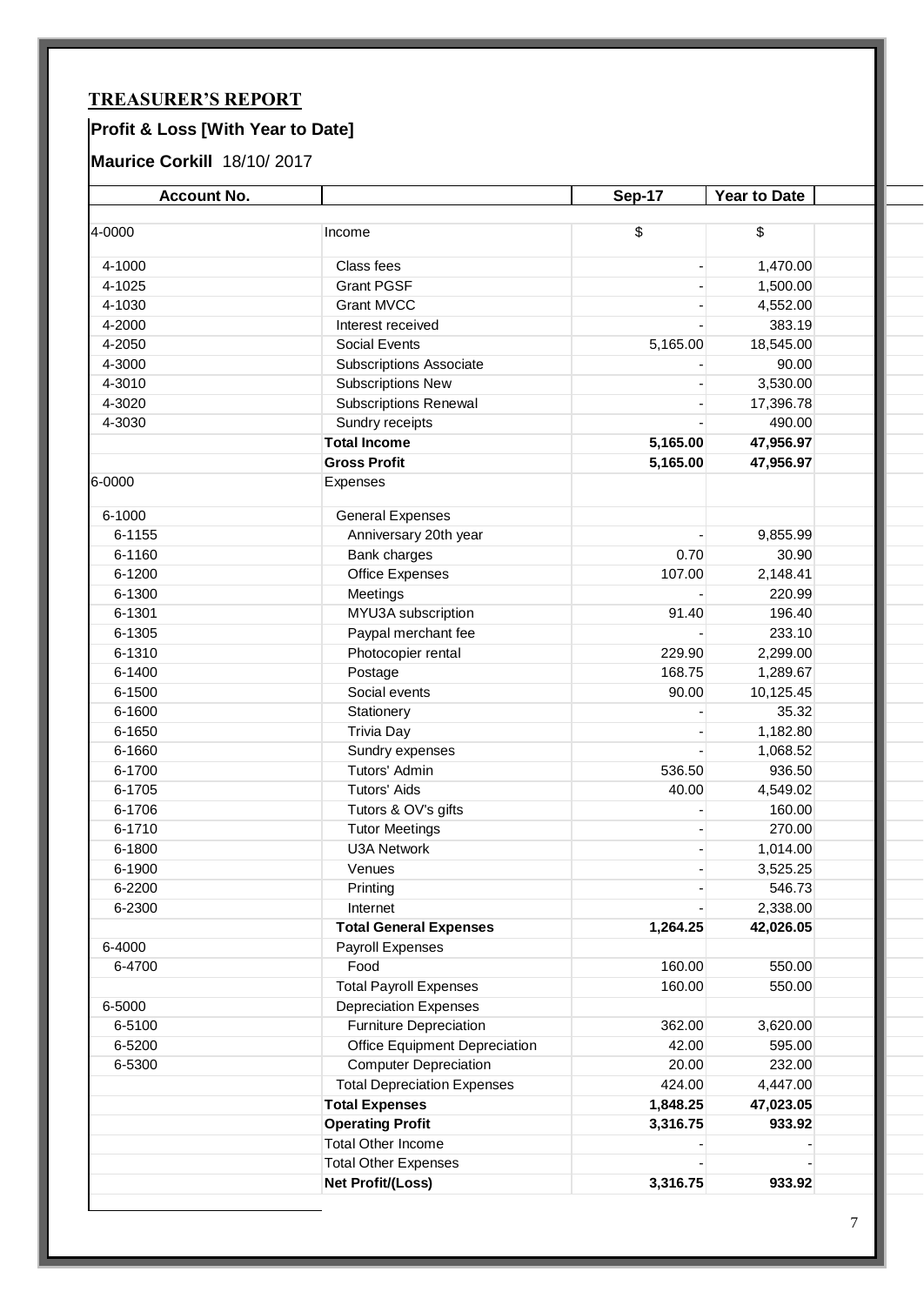## TREASURER'S REPORT

### Profit & Loss [With Year to Date]

**Maurice Corkill** 18/10/ 2017

| Account No. | | Sep-17 | Year to Date |
|---|---|---|---|
| 4-0000 | Income | $ | $ |
| 4-1000 | Class fees | - | 1,470.00 |
| 4-1025 | Grant PGSF | - | 1,500.00 |
| 4-1030 | Grant MVCC | - | 4,552.00 |
| 4-2000 | Interest received | - | 383.19 |
| 4-2050 | Social Events | 5,165.00 | 18,545.00 |
| 4-3000 | Subscriptions Associate | - | 90.00 |
| 4-3010 | Subscriptions New | - | 3,530.00 |
| 4-3020 | Subscriptions Renewal | - | 17,396.78 |
| 4-3030 | Sundry receipts | - | 490.00 |
| | **Total Income** | **5,165.00** | **47,956.97** |
| | **Gross Profit** | **5,165.00** | **47,956.97** |
| 6-0000 | Expenses | | |
| 6-1000 | General Expenses | | |
| 6-1155 | Anniversary 20th year | - | 9,855.99 |
| 6-1160 | Bank charges | 0.70 | 30.90 |
| 6-1200 | Office Expenses | 107.00 | 2,148.41 |
| 6-1300 | Meetings | - | 220.99 |
| 6-1301 | MYU3A subscription | 91.40 | 196.40 |
| 6-1305 | Paypal merchant fee | - | 233.10 |
| 6-1310 | Photocopier rental | 229.90 | 2,299.00 |
| 6-1400 | Postage | 168.75 | 1,289.67 |
| 6-1500 | Social events | 90.00 | 10,125.45 |
| 6-1600 | Stationery | - | 35.32 |
| 6-1650 | Trivia Day | - | 1,182.80 |
| 6-1660 | Sundry expenses | - | 1,068.52 |
| 6-1700 | Tutors' Admin | 536.50 | 936.50 |
| 6-1705 | Tutors' Aids | 40.00 | 4,549.02 |
| 6-1706 | Tutors & OV's gifts | - | 160.00 |
| 6-1710 | Tutor Meetings | - | 270.00 |
| 6-1800 | U3A Network | - | 1,014.00 |
| 6-1900 | Venues | - | 3,525.25 |
| 6-2200 | Printing | - | 546.73 |
| 6-2300 | Internet | - | 2,338.00 |
| | **Total General Expenses** | **1,264.25** | **42,026.05** |
| 6-4000 | Payroll Expenses | | |
| 6-4700 | Food | 160.00 | 550.00 |
| | Total Payroll Expenses | 160.00 | 550.00 |
| 6-5000 | Depreciation Expenses | | |
| 6-5100 | Furniture Depreciation | 362.00 | 3,620.00 |
| 6-5200 | Office Equipment Depreciation | 42.00 | 595.00 |
| 6-5300 | Computer Depreciation | 20.00 | 232.00 |
| | Total Depreciation Expenses | 424.00 | 4,447.00 |
| | **Total Expenses** | **1,848.25** | **47,023.05** |
| | **Operating Profit** | **3,316.75** | **933.92** |
| | Total Other Income | - | - |
| | Total Other Expenses | - | - |
| | **Net Profit/(Loss)** | **3,316.75** | **933.92** |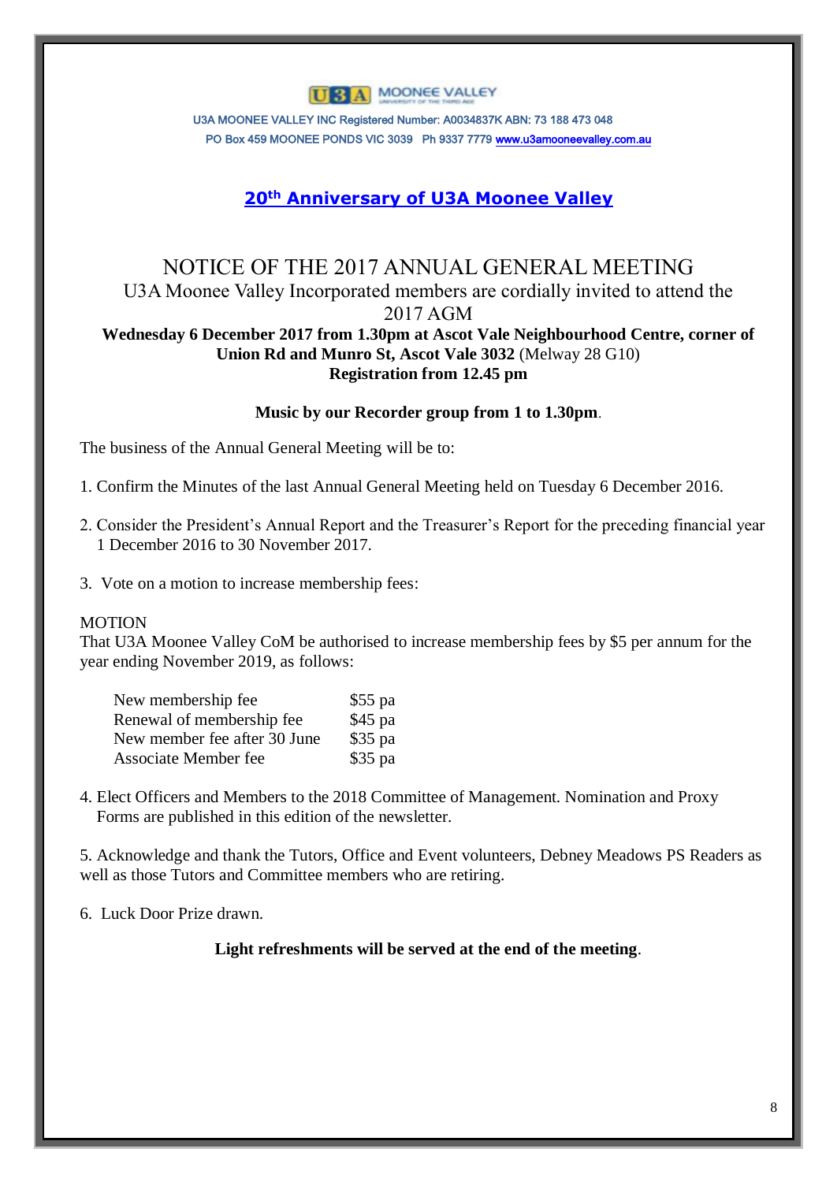U3A MOONEE VALLEY

U3A MOONEE VALLEY INC Registered Number: A0034837K ABN: 73 188 473 048
PO Box 459 MOONEE PONDS VIC 3039 Ph 9337 7779 www.u3amooneevalley.com.au

## 20th Anniversary of U3A Moonee Valley

# NOTICE OF THE 2017 ANNUAL GENERAL MEETING

U3A Moonee Valley Incorporated members are cordially invited to attend the 2017 AGM

**Wednesday 6 December 2017 from 1.30pm at Ascot Vale Neighbourhood Centre, corner of Union Rd and Munro St, Ascot Vale 3032** (Melway 28 G10)
**Registration from 12.45 pm**

**Music by our Recorder group from 1 to 1.30pm**.

The business of the Annual General Meeting will be to:

1. Confirm the Minutes of the last Annual General Meeting held on Tuesday 6 December 2016.

2. Consider the President's Annual Report and the Treasurer's Report for the preceding financial year 1 December 2016 to 30 November 2017.

3. Vote on a motion to increase membership fees:

MOTION
That U3A Moonee Valley CoM be authorised to increase membership fees by $5 per annum for the year ending November 2019, as follows:

| | |
|---|---|
| New membership fee | $55 pa |
| Renewal of membership fee | $45 pa |
| New member fee after 30 June | $35 pa |
| Associate Member fee | $35 pa |

4. Elect Officers and Members to the 2018 Committee of Management. Nomination and Proxy Forms are published in this edition of the newsletter.

5. Acknowledge and thank the Tutors, Office and Event volunteers, Debney Meadows PS Readers as well as those Tutors and Committee members who are retiring.

6. Luck Door Prize drawn.

**Light refreshments will be served at the end of the meeting**.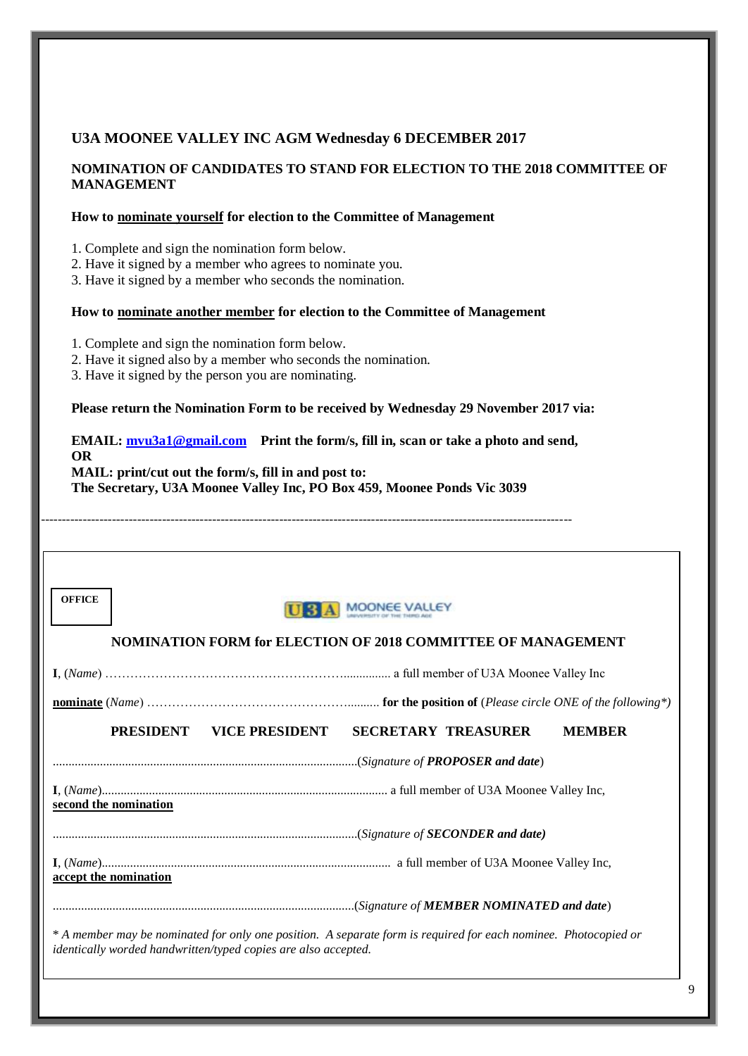## U3A MOONEE VALLEY INC AGM Wednesday 6 DECEMBER 2017

### NOMINATION OF CANDIDATES TO STAND FOR ELECTION TO THE 2018 COMMITTEE OF MANAGEMENT

**How to nominate yourself for election to the Committee of Management**

1. Complete and sign the nomination form below.
2. Have it signed by a member who agrees to nominate you.
3. Have it signed by a member who seconds the nomination.

**How to nominate another member for election to the Committee of Management**

1. Complete and sign the nomination form below.
2. Have it signed also by a member who seconds the nomination.
3. Have it signed by the person you are nominating.

**Please return the Nomination Form to be received by Wednesday 29 November 2017 via:**

**EMAIL: mvu3a1@gmail.com Print the form/s, fill in, scan or take a photo and send,**
**OR**
**MAIL: print/cut out the form/s, fill in and post to:**
**The Secretary, U3A Moonee Valley Inc, PO Box 459, Moonee Ponds Vic 3039**

---

**OFFICE**

U3A MOONEE VALLEY

### NOMINATION FORM for ELECTION OF 2018 COMMITTEE OF MANAGEMENT

**I**, (*Name*) …………………………………………………............... a full member of U3A Moonee Valley Inc

**nominate** (*Name*) ………………………………………….......... **for the position of** (*Please circle ONE of the following\**)

**PRESIDENT VICE PRESIDENT SECRETARY TREASURER MEMBER**

................................................................................................(*Signature of **PROPOSER and date***)

**I**, (*Name*)........................................................................................... a full member of U3A Moonee Valley Inc,
**second the nomination**

................................................................................................(*Signature of **SECONDER and date***)

**I**, (*Name*)........................................................................................... a full member of U3A Moonee Valley Inc,
**accept the nomination**

................................................................................................(*Signature of **MEMBER NOMINATED and date***)

*\* A member may be nominated for only one position. A separate form is required for each nominee. Photocopied or identically worded handwritten/typed copies are also accepted.*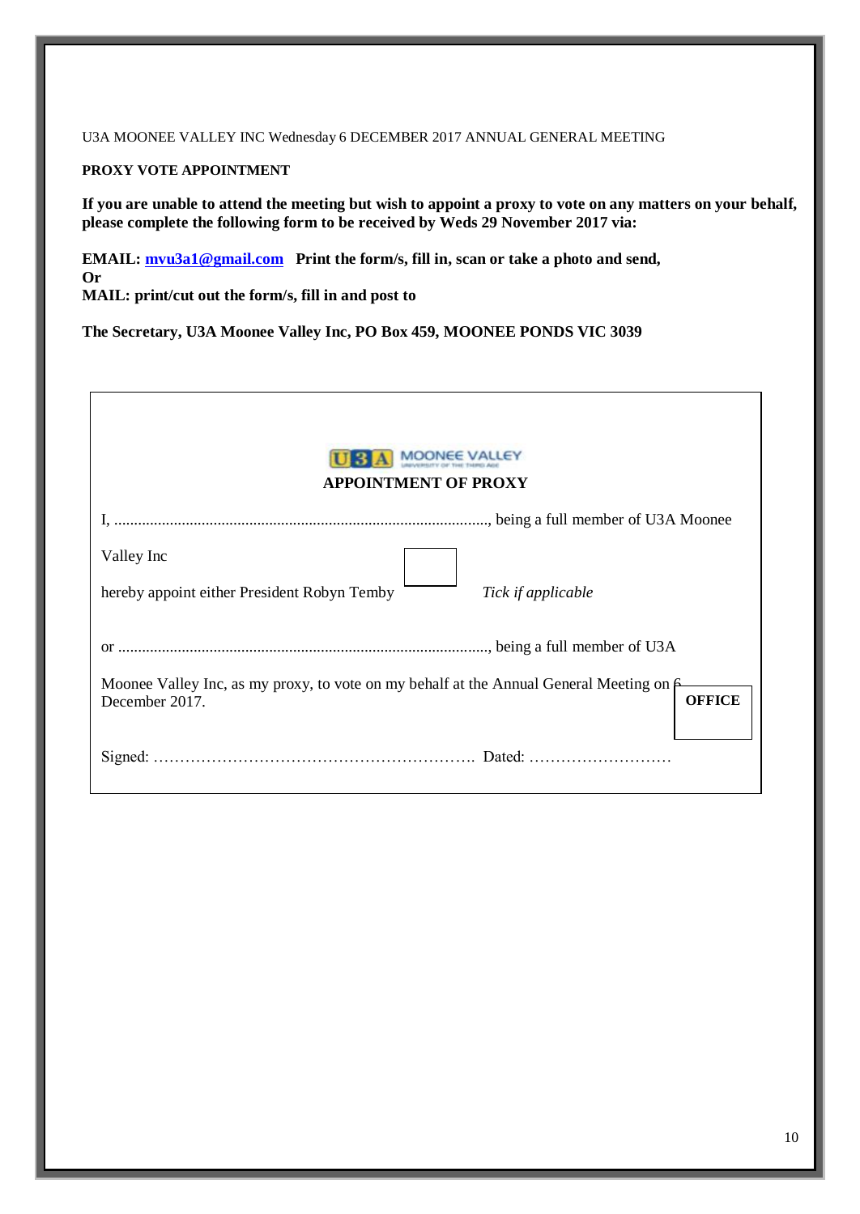U3A MOONEE VALLEY INC Wednesday 6 DECEMBER 2017 ANNUAL GENERAL MEETING

**PROXY VOTE APPOINTMENT**

**If you are unable to attend the meeting but wish to appoint a proxy to vote on any matters on your behalf, please complete the following form to be received by Weds 29 November 2017 via:**

**EMAIL: mvu3a1@gmail.com   Print the form/s, fill in, scan or take a photo and send,**
**Or**
**MAIL: print/cut out the form/s, fill in and post to**

**The Secretary, U3A Moonee Valley Inc, PO Box 459, MOONEE PONDS VIC 3039**

---

U3A MOONEE VALLEY

**APPOINTMENT OF PROXY**

I, ............................................................................................, being a full member of U3A Moonee Valley Inc

hereby appoint either President Robyn Temby ☐ *Tick if applicable*

or ............................................................................................, being a full member of U3A Moonee Valley Inc, as my proxy, to vote on my behalf at the Annual General Meeting on 6 December 2017.

**OFFICE**

Signed: ………………………………………………………. Dated: ………………………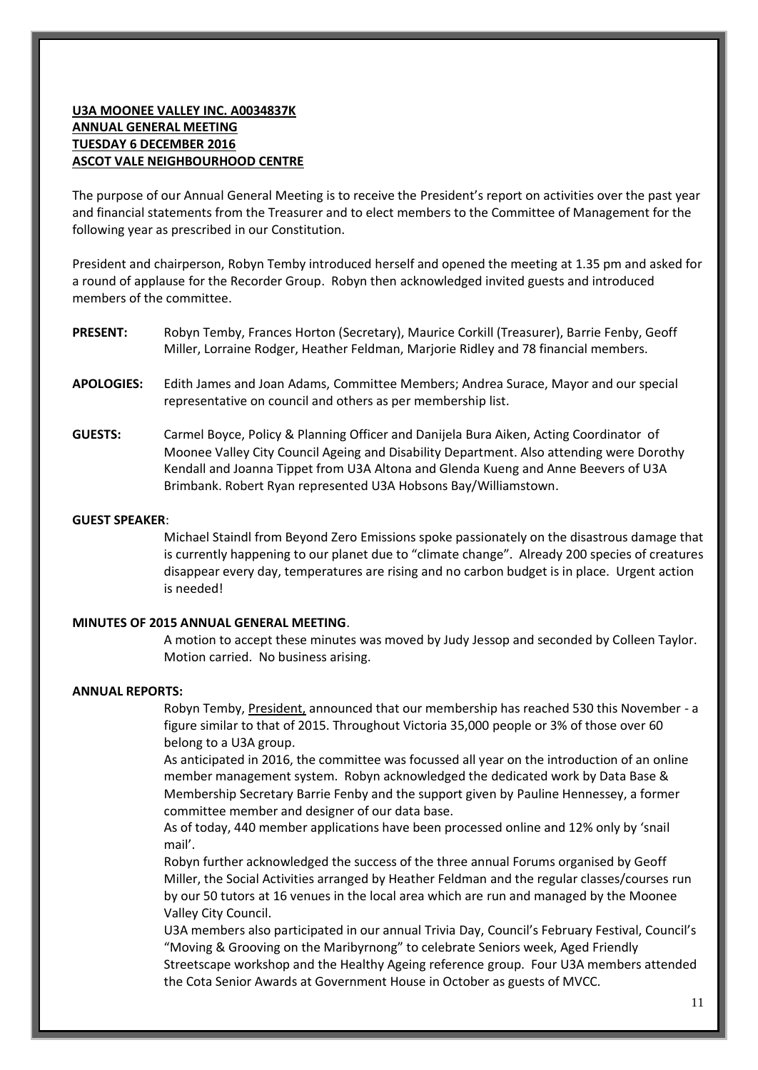**U3A MOONEE VALLEY INC. A0034837K**
**ANNUAL GENERAL MEETING**
**TUESDAY 6 DECEMBER 2016**
**ASCOT VALE NEIGHBOURHOOD CENTRE**

The purpose of our Annual General Meeting is to receive the President's report on activities over the past year and financial statements from the Treasurer and to elect members to the Committee of Management for the following year as prescribed in our Constitution.

President and chairperson, Robyn Temby introduced herself and opened the meeting at 1.35 pm and asked for a round of applause for the Recorder Group. Robyn then acknowledged invited guests and introduced members of the committee.

**PRESENT:** Robyn Temby, Frances Horton (Secretary), Maurice Corkill (Treasurer), Barrie Fenby, Geoff Miller, Lorraine Rodger, Heather Feldman, Marjorie Ridley and 78 financial members.

**APOLOGIES:** Edith James and Joan Adams, Committee Members; Andrea Surace, Mayor and our special representative on council and others as per membership list.

**GUESTS:** Carmel Boyce, Policy & Planning Officer and Danijela Bura Aiken, Acting Coordinator of Moonee Valley City Council Ageing and Disability Department. Also attending were Dorothy Kendall and Joanna Tippet from U3A Altona and Glenda Kueng and Anne Beevers of U3A Brimbank. Robert Ryan represented U3A Hobsons Bay/Williamstown.

**GUEST SPEAKER**:

Michael Staindl from Beyond Zero Emissions spoke passionately on the disastrous damage that is currently happening to our planet due to "climate change". Already 200 species of creatures disappear every day, temperatures are rising and no carbon budget is in place. Urgent action is needed!

**MINUTES OF 2015 ANNUAL GENERAL MEETING**.

A motion to accept these minutes was moved by Judy Jessop and seconded by Colleen Taylor. Motion carried. No business arising.

**ANNUAL REPORTS:**

Robyn Temby, President, announced that our membership has reached 530 this November - a figure similar to that of 2015. Throughout Victoria 35,000 people or 3% of those over 60 belong to a U3A group.

As anticipated in 2016, the committee was focussed all year on the introduction of an online member management system. Robyn acknowledged the dedicated work by Data Base & Membership Secretary Barrie Fenby and the support given by Pauline Hennessey, a former committee member and designer of our data base.

As of today, 440 member applications have been processed online and 12% only by 'snail mail'.

Robyn further acknowledged the success of the three annual Forums organised by Geoff Miller, the Social Activities arranged by Heather Feldman and the regular classes/courses run by our 50 tutors at 16 venues in the local area which are run and managed by the Moonee Valley City Council.

U3A members also participated in our annual Trivia Day, Council's February Festival, Council's "Moving & Grooving on the Maribyrnong" to celebrate Seniors week, Aged Friendly Streetscape workshop and the Healthy Ageing reference group. Four U3A members attended the Cota Senior Awards at Government House in October as guests of MVCC.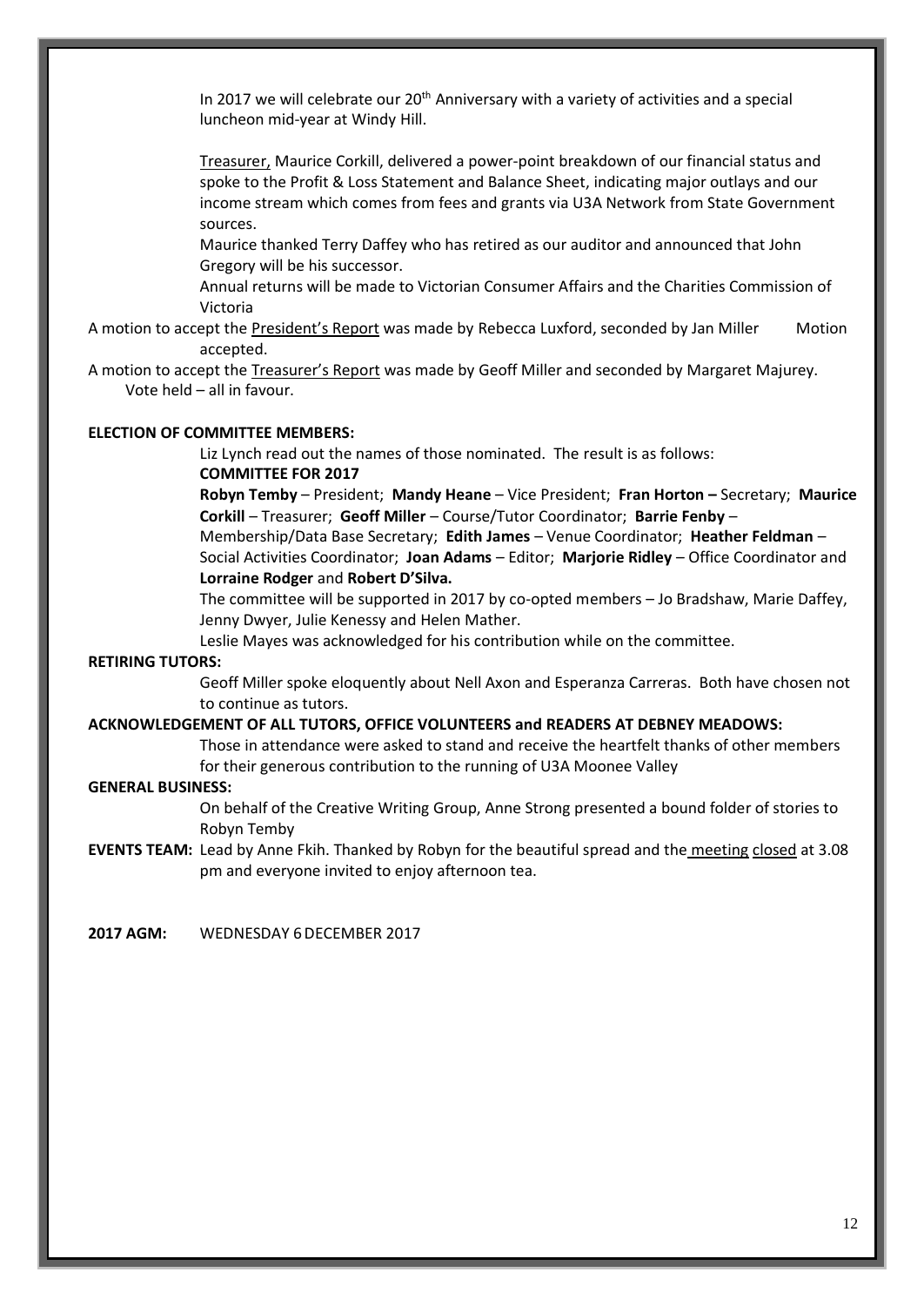In 2017 we will celebrate our 20th Anniversary with a variety of activities and a special luncheon mid-year at Windy Hill.

Treasurer, Maurice Corkill, delivered a power-point breakdown of our financial status and spoke to the Profit & Loss Statement and Balance Sheet, indicating major outlays and our income stream which comes from fees and grants via U3A Network from State Government sources.

Maurice thanked Terry Daffey who has retired as our auditor and announced that John Gregory will be his successor.

Annual returns will be made to Victorian Consumer Affairs and the Charities Commission of Victoria

A motion to accept the President's Report was made by Rebecca Luxford, seconded by Jan Miller Motion accepted.

A motion to accept the Treasurer's Report was made by Geoff Miller and seconded by Margaret Majurey. Vote held – all in favour.

**ELECTION OF COMMITTEE MEMBERS:**

Liz Lynch read out the names of those nominated. The result is as follows:

**COMMITTEE FOR 2017**

**Robyn Temby** – President; **Mandy Heane** – Vice President; **Fran Horton –** Secretary; **Maurice Corkill** – Treasurer; **Geoff Miller** – Course/Tutor Coordinator; **Barrie Fenby** – Membership/Data Base Secretary; **Edith James** – Venue Coordinator; **Heather Feldman** – Social Activities Coordinator; **Joan Adams** – Editor; **Marjorie Ridley** – Office Coordinator and **Lorraine Rodger** and **Robert D'Silva.**

The committee will be supported in 2017 by co-opted members – Jo Bradshaw, Marie Daffey, Jenny Dwyer, Julie Kenessy and Helen Mather.

Leslie Mayes was acknowledged for his contribution while on the committee.

**RETIRING TUTORS:**

Geoff Miller spoke eloquently about Nell Axon and Esperanza Carreras. Both have chosen not to continue as tutors.

**ACKNOWLEDGEMENT OF ALL TUTORS, OFFICE VOLUNTEERS and READERS AT DEBNEY MEADOWS:**

Those in attendance were asked to stand and receive the heartfelt thanks of other members for their generous contribution to the running of U3A Moonee Valley

**GENERAL BUSINESS:**

On behalf of the Creative Writing Group, Anne Strong presented a bound folder of stories to Robyn Temby

**EVENTS TEAM:** Lead by Anne Fkih. Thanked by Robyn for the beautiful spread and the meeting closed at 3.08 pm and everyone invited to enjoy afternoon tea.

**2017 AGM:** WEDNESDAY 6 DECEMBER 2017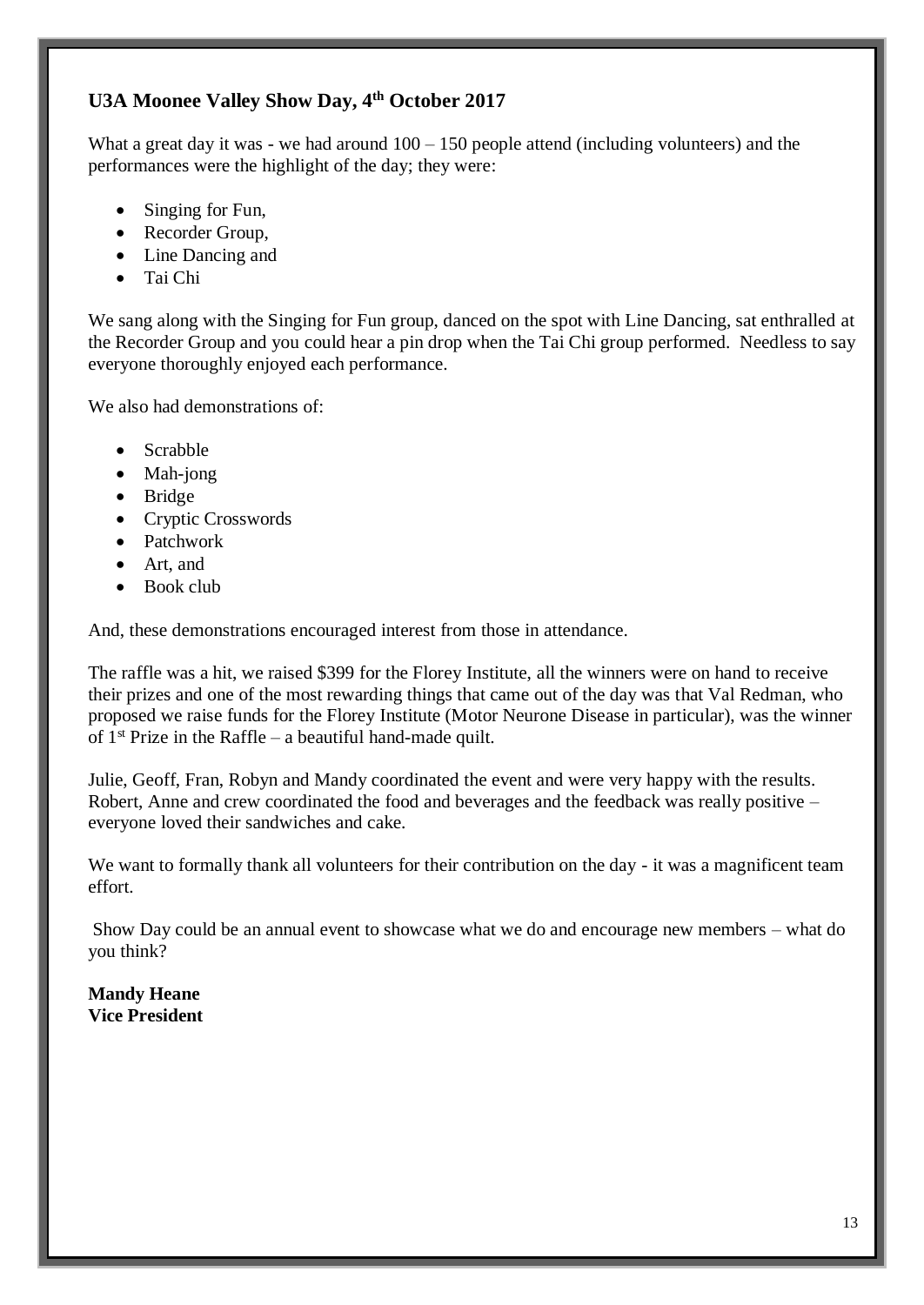## U3A Moonee Valley Show Day, 4th October 2017

What a great day it was - we had around 100 – 150 people attend (including volunteers) and the performances were the highlight of the day; they were:

- Singing for Fun,
- Recorder Group,
- Line Dancing and
- Tai Chi

We sang along with the Singing for Fun group, danced on the spot with Line Dancing, sat enthralled at the Recorder Group and you could hear a pin drop when the Tai Chi group performed. Needless to say everyone thoroughly enjoyed each performance.

We also had demonstrations of:

- Scrabble
- Mah-jong
- Bridge
- Cryptic Crosswords
- Patchwork
- Art, and
- Book club

And, these demonstrations encouraged interest from those in attendance.

The raffle was a hit, we raised $399 for the Florey Institute, all the winners were on hand to receive their prizes and one of the most rewarding things that came out of the day was that Val Redman, who proposed we raise funds for the Florey Institute (Motor Neurone Disease in particular), was the winner of 1st Prize in the Raffle – a beautiful hand-made quilt.

Julie, Geoff, Fran, Robyn and Mandy coordinated the event and were very happy with the results. Robert, Anne and crew coordinated the food and beverages and the feedback was really positive – everyone loved their sandwiches and cake.

We want to formally thank all volunteers for their contribution on the day - it was a magnificent team effort.

Show Day could be an annual event to showcase what we do and encourage new members – what do you think?

**Mandy Heane**
**Vice President**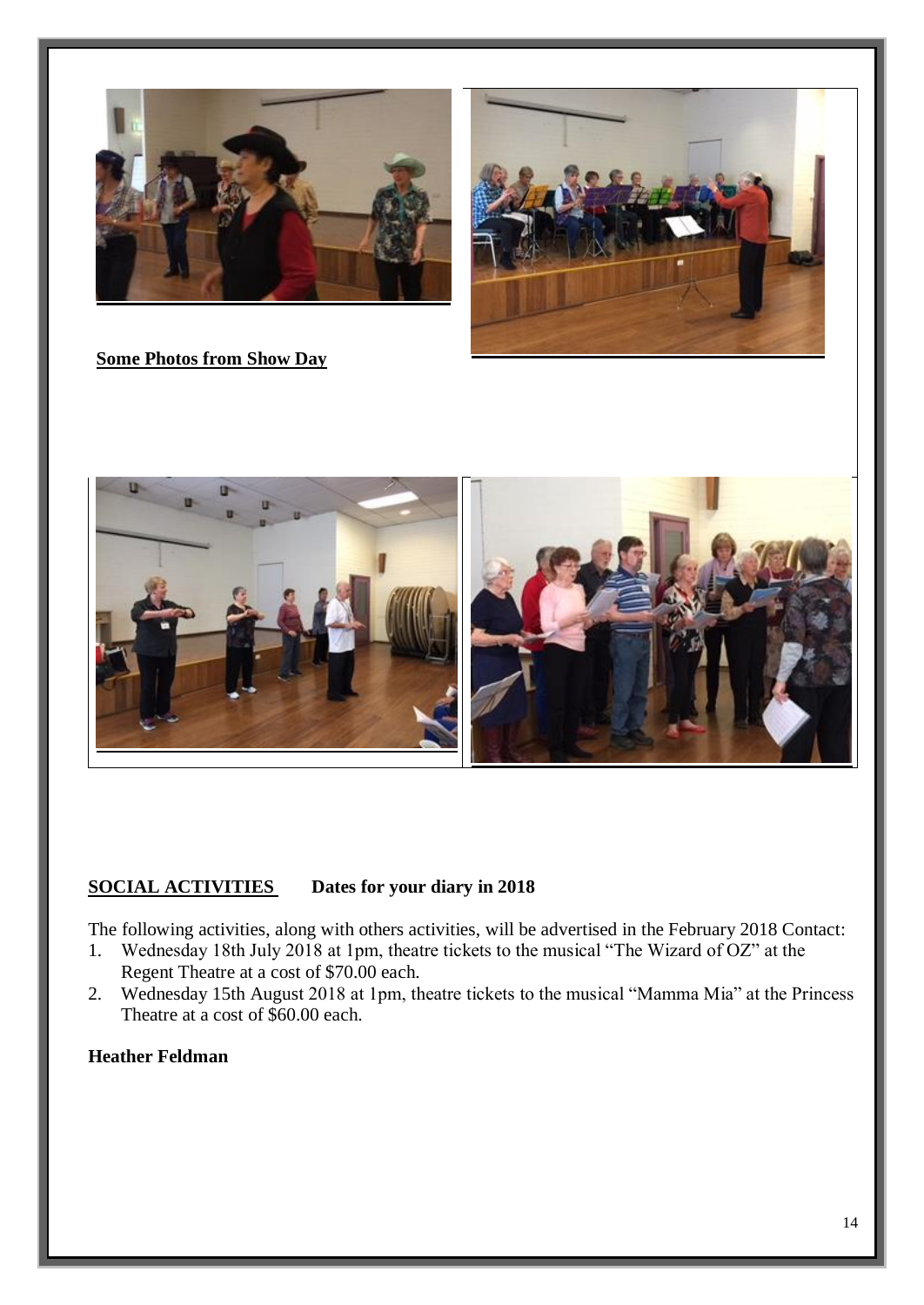**Some Photos from Show Day**

## SOCIAL ACTIVITIES Dates for your diary in 2018

The following activities, along with others activities, will be advertised in the February 2018 Contact:

1. Wednesday 18th July 2018 at 1pm, theatre tickets to the musical "The Wizard of OZ" at the Regent Theatre at a cost of $70.00 each.
2. Wednesday 15th August 2018 at 1pm, theatre tickets to the musical "Mamma Mia" at the Princess Theatre at a cost of $60.00 each.

**Heather Feldman**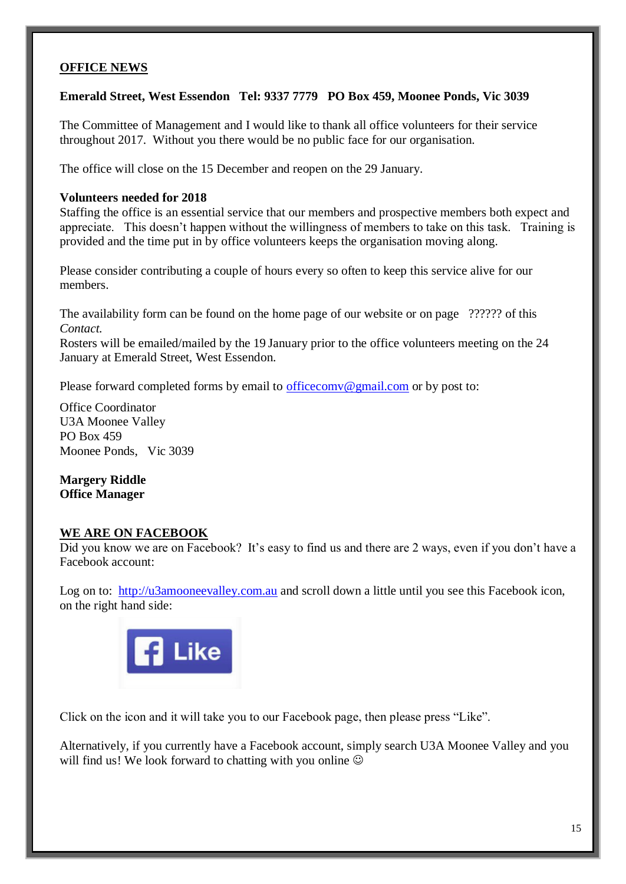## OFFICE NEWS

**Emerald Street, West Essendon   Tel: 9337 7779   PO Box 459, Moonee Ponds, Vic 3039**

The Committee of Management and I would like to thank all office volunteers for their service throughout 2017.  Without you there would be no public face for our organisation.

The office will close on the 15 December and reopen on the 29 January.

**Volunteers needed for 2018**
Staffing the office is an essential service that our members and prospective members both expect and appreciate.   This doesn't happen without the willingness of members to take on this task.   Training is provided and the time put in by office volunteers keeps the organisation moving along.

Please consider contributing a couple of hours every so often to keep this service alive for our members.

The availability form can be found on the home page of our website or on page   ?????? of this *Contact.*
Rosters will be emailed/mailed by the 19 January prior to the office volunteers meeting on the 24 January at Emerald Street, West Essendon.

Please forward completed forms by email to officecomv@gmail.com or by post to:

Office Coordinator
U3A Moonee Valley
PO Box 459
Moonee Ponds,   Vic 3039

**Margery Riddle**
**Office Manager**

## WE ARE ON FACEBOOK

Did you know we are on Facebook?  It's easy to find us and there are 2 ways, even if you don't have a Facebook account:

Log on to: http://u3amooneevalley.com.au and scroll down a little until you see this Facebook icon, on the right hand side:

Like

Click on the icon and it will take you to our Facebook page, then please press "Like".

Alternatively, if you currently have a Facebook account, simply search U3A Moonee Valley and you will find us! We look forward to chatting with you online ☺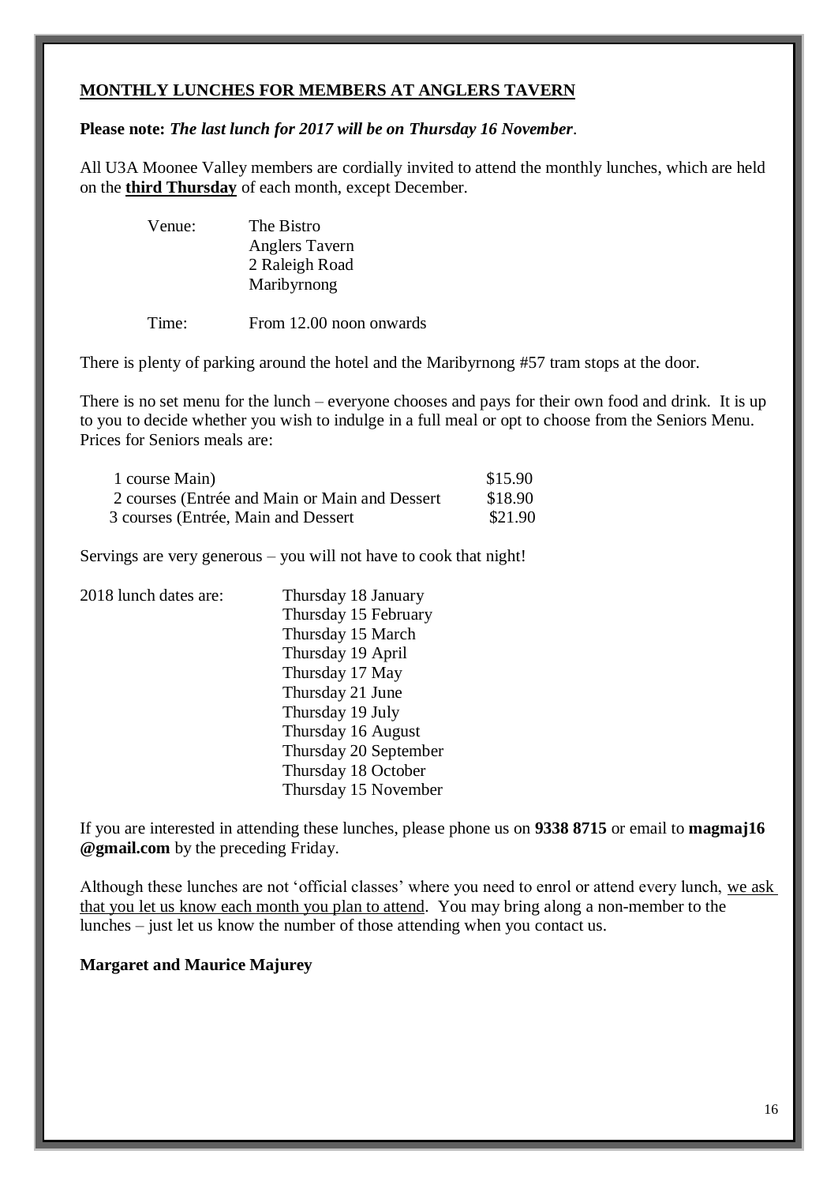## MONTHLY LUNCHES FOR MEMBERS AT ANGLERS TAVERN

**Please note:** ***The last lunch for 2017 will be on Thursday 16 November***.

All U3A Moonee Valley members are cordially invited to attend the monthly lunches, which are held on the **third Thursday** of each month, except December.

| | |
|---|---|
| Venue: | The Bistro<br>Anglers Tavern<br>2 Raleigh Road<br>Maribyrnong |
| Time: | From 12.00 noon onwards |

There is plenty of parking around the hotel and the Maribyrnong #57 tram stops at the door.

There is no set menu for the lunch – everyone chooses and pays for their own food and drink. It is up to you to decide whether you wish to indulge in a full meal or opt to choose from the Seniors Menu. Prices for Seniors meals are:

| | |
|---|---|
| 1 course Main) | $15.90 |
| 2 courses (Entrée and Main or Main and Dessert | $18.90 |
| 3 courses (Entrée, Main and Dessert | $21.90 |

Servings are very generous – you will not have to cook that night!

2018 lunch dates are:

- Thursday 18 January
- Thursday 15 February
- Thursday 15 March
- Thursday 19 April
- Thursday 17 May
- Thursday 21 June
- Thursday 19 July
- Thursday 16 August
- Thursday 20 September
- Thursday 18 October
- Thursday 15 November

If you are interested in attending these lunches, please phone us on **9338 8715** or email to **magmaj16 @gmail.com** by the preceding Friday.

Although these lunches are not 'official classes' where you need to enrol or attend every lunch, we ask that you let us know each month you plan to attend. You may bring along a non-member to the lunches – just let us know the number of those attending when you contact us.

**Margaret and Maurice Majurey**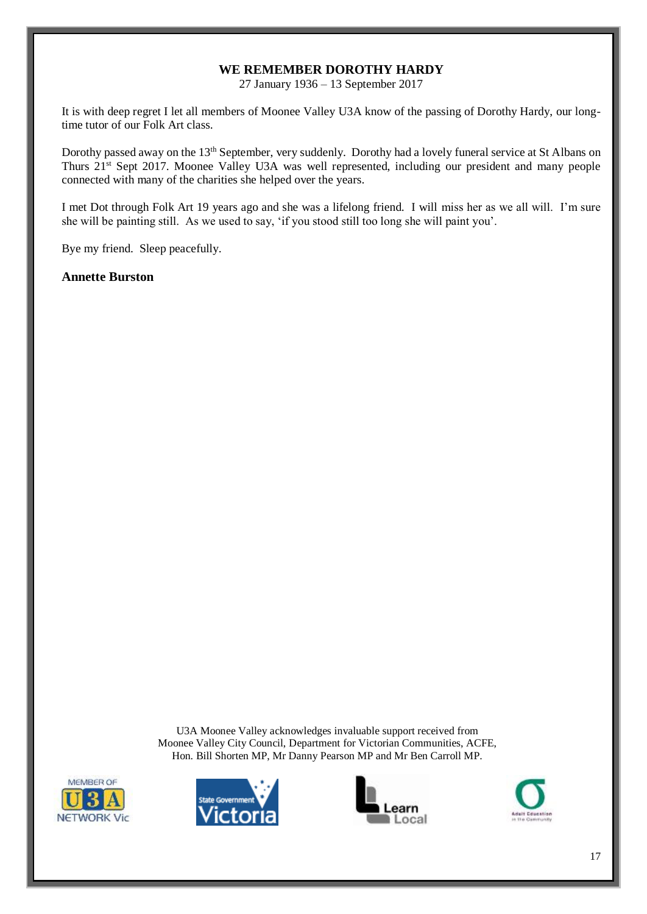## WE REMEMBER DOROTHY HARDY

27 January 1936 – 13 September 2017

It is with deep regret I let all members of Moonee Valley U3A know of the passing of Dorothy Hardy, our long-time tutor of our Folk Art class.

Dorothy passed away on the 13th September, very suddenly. Dorothy had a lovely funeral service at St Albans on Thurs 21st Sept 2017. Moonee Valley U3A was well represented, including our president and many people connected with many of the charities she helped over the years.

I met Dot through Folk Art 19 years ago and she was a lifelong friend. I will miss her as we all will. I'm sure she will be painting still. As we used to say, 'if you stood still too long she will paint you'.

Bye my friend. Sleep peacefully.

**Annette Burston**

U3A Moonee Valley acknowledges invaluable support received from Moonee Valley City Council, Department for Victorian Communities, ACFE, Hon. Bill Shorten MP, Mr Danny Pearson MP and Mr Ben Carroll MP.

MEMBER OF U3A NETWORK Vic

State Government Victoria

Learn Local

Adult Education in the Community